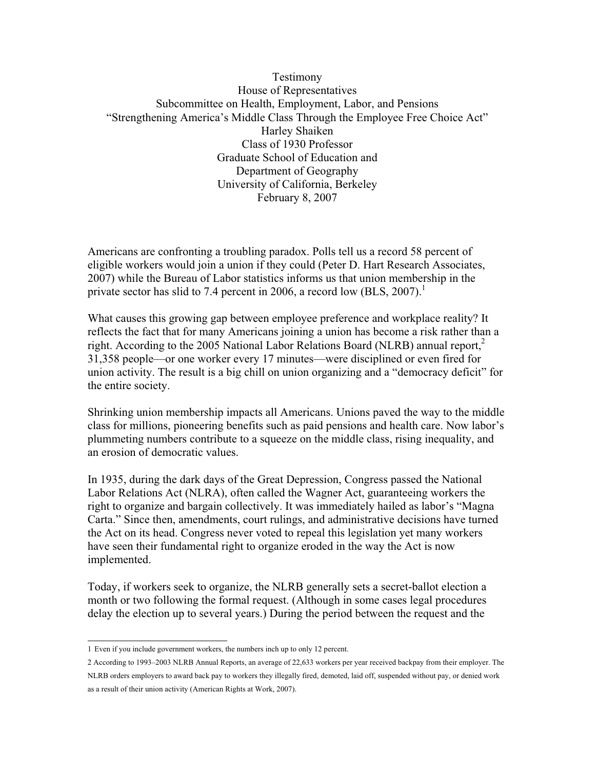Testimony

House of Representatives

Subcommittee on Health, Employment, Labor, and Pensions

"Strengthening America's Middle Class Through the Employee Free Choice Act"

Harley Shaiken

Class of 1930 Professor

Graduate School of Education and

Department of Geography

University of California, Berkeley

February 8, 2007

Americans are confronting a troubling paradox. Polls tell us a record 58 percent of eligible workers would join a union if they could (Peter D. Hart Research Associates, 2007) while the Bureau of Labor statistics informs us that union membership in the private sector has slid to 7.4 percent in 2006, a record low (BLS, 2007).[1]

What causes this growing gap between employee preference and workplace reality? It reflects the fact that for many Americans joining a union has become a risk rather than a right. According to the 2005 National Labor Relations Board (NLRB) annual report,[2] 31,358 people—or one worker every 17 minutes—were disciplined or even fired for union activity. The result is a big chill on union organizing and a "democracy deficit" for the entire society.

Shrinking union membership impacts all Americans. Unions paved the way to the middle class for millions, pioneering benefits such as paid pensions and health care. Now labor's plummeting numbers contribute to a squeeze on the middle class, rising inequality, and an erosion of democratic values.

In 1935, during the dark days of the Great Depression, Congress passed the National Labor Relations Act (NLRA), often called the Wagner Act, guaranteeing workers the right to organize and bargain collectively. It was immediately hailed as labor's "Magna Carta." Since then, amendments, court rulings, and administrative decisions have turned the Act on its head. Congress never voted to repeal this legislation yet many workers have seen their fundamental right to organize eroded in the way the Act is now implemented.

Today, if workers seek to organize, the NLRB generally sets a secret-ballot election a month or two following the formal request. (Although in some cases legal procedures delay the election up to several years.) During the period between the request and the

---

1 Even if you include government workers, the numbers inch up to only 12 percent.

2 According to 1993–2003 NLRB Annual Reports, an average of 22,633 workers per year received backpay from their employer. The NLRB orders employers to award back pay to workers they illegally fired, demoted, laid off, suspended without pay, or denied work as a result of their union activity (American Rights at Work, 2007).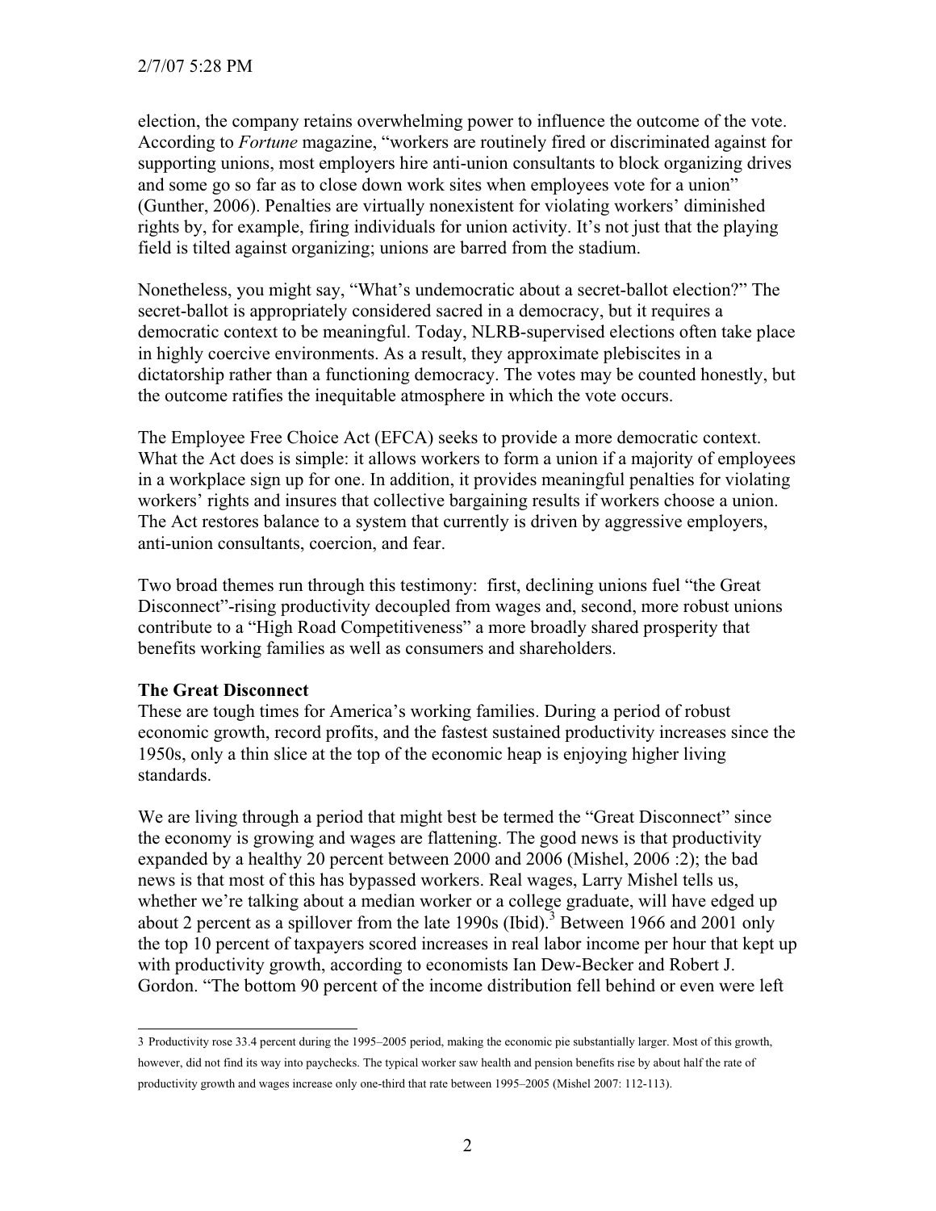election, the company retains overwhelming power to influence the outcome of the vote. According to *Fortune* magazine, "workers are routinely fired or discriminated against for supporting unions, most employers hire anti-union consultants to block organizing drives and some go so far as to close down work sites when employees vote for a union" (Gunther, 2006). Penalties are virtually nonexistent for violating workers' diminished rights by, for example, firing individuals for union activity. It's not just that the playing field is tilted against organizing; unions are barred from the stadium.

Nonetheless, you might say, "What's undemocratic about a secret-ballot election?" The secret-ballot is appropriately considered sacred in a democracy, but it requires a democratic context to be meaningful. Today, NLRB-supervised elections often take place in highly coercive environments. As a result, they approximate plebiscites in a dictatorship rather than a functioning democracy. The votes may be counted honestly, but the outcome ratifies the inequitable atmosphere in which the vote occurs.

The Employee Free Choice Act (EFCA) seeks to provide a more democratic context. What the Act does is simple: it allows workers to form a union if a majority of employees in a workplace sign up for one. In addition, it provides meaningful penalties for violating workers' rights and insures that collective bargaining results if workers choose a union. The Act restores balance to a system that currently is driven by aggressive employers, anti-union consultants, coercion, and fear.

Two broad themes run through this testimony: first, declining unions fuel "the Great Disconnect"-rising productivity decoupled from wages and, second, more robust unions contribute to a "High Road Competitiveness" a more broadly shared prosperity that benefits working families as well as consumers and shareholders.

**The Great Disconnect**

These are tough times for America's working families. During a period of robust economic growth, record profits, and the fastest sustained productivity increases since the 1950s, only a thin slice at the top of the economic heap is enjoying higher living standards.

We are living through a period that might best be termed the "Great Disconnect" since the economy is growing and wages are flattening. The good news is that productivity expanded by a healthy 20 percent between 2000 and 2006 (Mishel, 2006 :2); the bad news is that most of this has bypassed workers. Real wages, Larry Mishel tells us, whether we're talking about a median worker or a college graduate, will have edged up about 2 percent as a spillover from the late 1990s (Ibid).[3] Between 1966 and 2001 only the top 10 percent of taxpayers scored increases in real labor income per hour that kept up with productivity growth, according to economists Ian Dew-Becker and Robert J. Gordon. "The bottom 90 percent of the income distribution fell behind or even were left

---

3 Productivity rose 33.4 percent during the 1995–2005 period, making the economic pie substantially larger. Most of this growth, however, did not find its way into paychecks. The typical worker saw health and pension benefits rise by about half the rate of productivity growth and wages increase only one-third that rate between 1995–2005 (Mishel 2007: 112-113).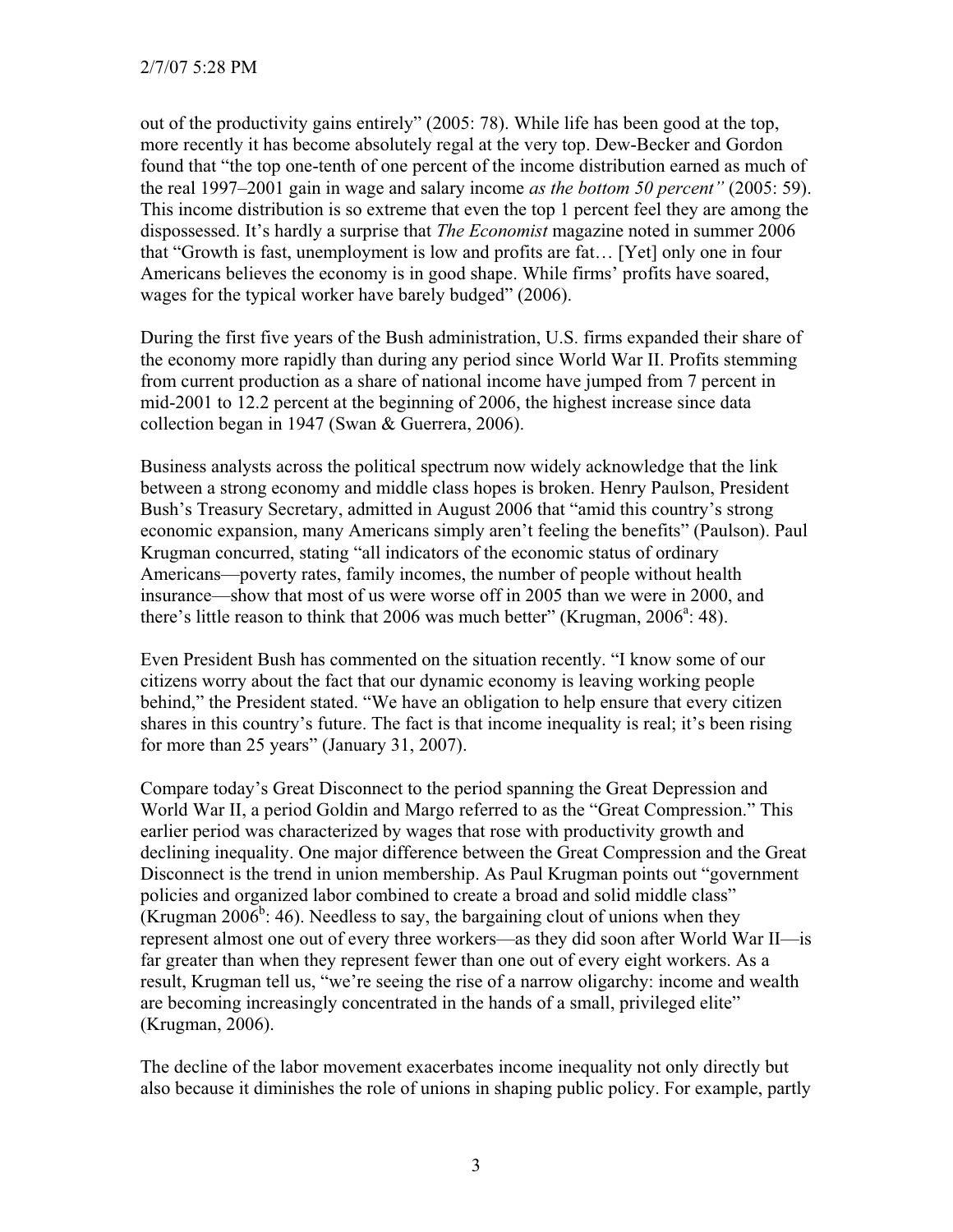out of the productivity gains entirely" (2005: 78). While life has been good at the top, more recently it has become absolutely regal at the very top. Dew-Becker and Gordon found that "the top one-tenth of one percent of the income distribution earned as much of the real 1997–2001 gain in wage and salary income *as the bottom 50 percent"* (2005: 59). This income distribution is so extreme that even the top 1 percent feel they are among the dispossessed. It's hardly a surprise that *The Economist* magazine noted in summer 2006 that "Growth is fast, unemployment is low and profits are fat… [Yet] only one in four Americans believes the economy is in good shape. While firms' profits have soared, wages for the typical worker have barely budged" (2006).

During the first five years of the Bush administration, U.S. firms expanded their share of the economy more rapidly than during any period since World War II. Profits stemming from current production as a share of national income have jumped from 7 percent in mid-2001 to 12.2 percent at the beginning of 2006, the highest increase since data collection began in 1947 (Swan & Guerrera, 2006).

Business analysts across the political spectrum now widely acknowledge that the link between a strong economy and middle class hopes is broken. Henry Paulson, President Bush's Treasury Secretary, admitted in August 2006 that "amid this country's strong economic expansion, many Americans simply aren't feeling the benefits" (Paulson). Paul Krugman concurred, stating "all indicators of the economic status of ordinary Americans—poverty rates, family incomes, the number of people without health insurance—show that most of us were worse off in 2005 than we were in 2000, and there's little reason to think that 2006 was much better" (Krugman, 2006[a]: 48).

Even President Bush has commented on the situation recently. "I know some of our citizens worry about the fact that our dynamic economy is leaving working people behind," the President stated. "We have an obligation to help ensure that every citizen shares in this country's future. The fact is that income inequality is real; it's been rising for more than 25 years" (January 31, 2007).

Compare today's Great Disconnect to the period spanning the Great Depression and World War II, a period Goldin and Margo referred to as the "Great Compression." This earlier period was characterized by wages that rose with productivity growth and declining inequality. One major difference between the Great Compression and the Great Disconnect is the trend in union membership. As Paul Krugman points out "government policies and organized labor combined to create a broad and solid middle class" (Krugman 2006[b]: 46). Needless to say, the bargaining clout of unions when they represent almost one out of every three workers—as they did soon after World War II—is far greater than when they represent fewer than one out of every eight workers. As a result, Krugman tell us, "we're seeing the rise of a narrow oligarchy: income and wealth are becoming increasingly concentrated in the hands of a small, privileged elite" (Krugman, 2006).

The decline of the labor movement exacerbates income inequality not only directly but also because it diminishes the role of unions in shaping public policy. For example, partly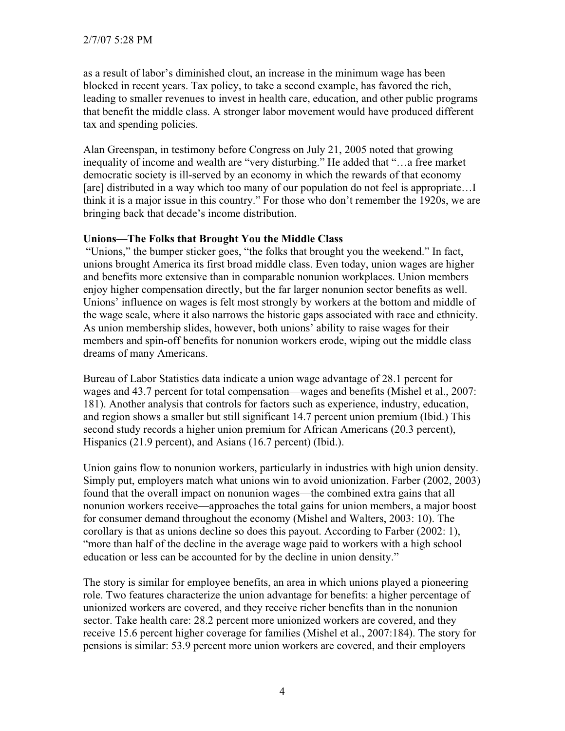as a result of labor's diminished clout, an increase in the minimum wage has been blocked in recent years. Tax policy, to take a second example, has favored the rich, leading to smaller revenues to invest in health care, education, and other public programs that benefit the middle class. A stronger labor movement would have produced different tax and spending policies.

Alan Greenspan, in testimony before Congress on July 21, 2005 noted that growing inequality of income and wealth are "very disturbing." He added that "…a free market democratic society is ill-served by an economy in which the rewards of that economy [are] distributed in a way which too many of our population do not feel is appropriate…I think it is a major issue in this country." For those who don't remember the 1920s, we are bringing back that decade's income distribution.

**Unions—The Folks that Brought You the Middle Class**

"Unions," the bumper sticker goes, "the folks that brought you the weekend." In fact, unions brought America its first broad middle class. Even today, union wages are higher and benefits more extensive than in comparable nonunion workplaces. Union members enjoy higher compensation directly, but the far larger nonunion sector benefits as well. Unions' influence on wages is felt most strongly by workers at the bottom and middle of the wage scale, where it also narrows the historic gaps associated with race and ethnicity. As union membership slides, however, both unions' ability to raise wages for their members and spin-off benefits for nonunion workers erode, wiping out the middle class dreams of many Americans.

Bureau of Labor Statistics data indicate a union wage advantage of 28.1 percent for wages and 43.7 percent for total compensation—wages and benefits (Mishel et al., 2007: 181). Another analysis that controls for factors such as experience, industry, education, and region shows a smaller but still significant 14.7 percent union premium (Ibid.) This second study records a higher union premium for African Americans (20.3 percent), Hispanics (21.9 percent), and Asians (16.7 percent) (Ibid.).

Union gains flow to nonunion workers, particularly in industries with high union density. Simply put, employers match what unions win to avoid unionization. Farber (2002, 2003) found that the overall impact on nonunion wages—the combined extra gains that all nonunion workers receive—approaches the total gains for union members, a major boost for consumer demand throughout the economy (Mishel and Walters, 2003: 10). The corollary is that as unions decline so does this payout. According to Farber (2002: 1), "more than half of the decline in the average wage paid to workers with a high school education or less can be accounted for by the decline in union density."

The story is similar for employee benefits, an area in which unions played a pioneering role. Two features characterize the union advantage for benefits: a higher percentage of unionized workers are covered, and they receive richer benefits than in the nonunion sector. Take health care: 28.2 percent more unionized workers are covered, and they receive 15.6 percent higher coverage for families (Mishel et al., 2007:184). The story for pensions is similar: 53.9 percent more union workers are covered, and their employers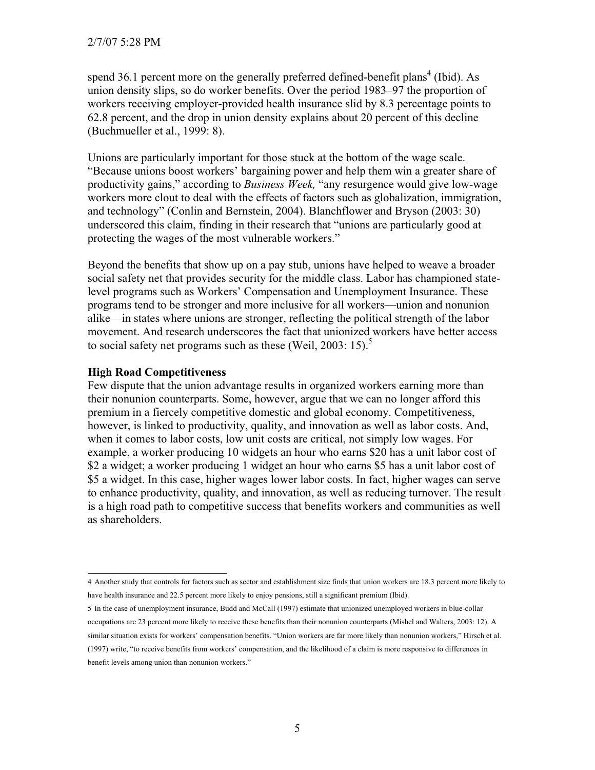spend 36.1 percent more on the generally preferred defined-benefit plans[4] (Ibid). As union density slips, so do worker benefits. Over the period 1983–97 the proportion of workers receiving employer-provided health insurance slid by 8.3 percentage points to 62.8 percent, and the drop in union density explains about 20 percent of this decline (Buchmueller et al., 1999: 8).

Unions are particularly important for those stuck at the bottom of the wage scale. "Because unions boost workers' bargaining power and help them win a greater share of productivity gains," according to *Business Week,* "any resurgence would give low-wage workers more clout to deal with the effects of factors such as globalization, immigration, and technology" (Conlin and Bernstein, 2004). Blanchflower and Bryson (2003: 30) underscored this claim, finding in their research that "unions are particularly good at protecting the wages of the most vulnerable workers."

Beyond the benefits that show up on a pay stub, unions have helped to weave a broader social safety net that provides security for the middle class. Labor has championed state-level programs such as Workers' Compensation and Unemployment Insurance. These programs tend to be stronger and more inclusive for all workers—union and nonunion alike—in states where unions are stronger, reflecting the political strength of the labor movement. And research underscores the fact that unionized workers have better access to social safety net programs such as these (Weil, 2003: 15).[5]

**High Road Competitiveness**

Few dispute that the union advantage results in organized workers earning more than their nonunion counterparts. Some, however, argue that we can no longer afford this premium in a fiercely competitive domestic and global economy. Competitiveness, however, is linked to productivity, quality, and innovation as well as labor costs. And, when it comes to labor costs, low unit costs are critical, not simply low wages. For example, a worker producing 10 widgets an hour who earns $20 has a unit labor cost of $2 a widget; a worker producing 1 widget an hour who earns $5 has a unit labor cost of $5 a widget. In this case, higher wages lower labor costs. In fact, higher wages can serve to enhance productivity, quality, and innovation, as well as reducing turnover. The result is a high road path to competitive success that benefits workers and communities as well as shareholders.

---

4 Another study that controls for factors such as sector and establishment size finds that union workers are 18.3 percent more likely to have health insurance and 22.5 percent more likely to enjoy pensions, still a significant premium (Ibid).

5 In the case of unemployment insurance, Budd and McCall (1997) estimate that unionized unemployed workers in blue-collar occupations are 23 percent more likely to receive these benefits than their nonunion counterparts (Mishel and Walters, 2003: 12). A similar situation exists for workers' compensation benefits. "Union workers are far more likely than nonunion workers," Hirsch et al. (1997) write, "to receive benefits from workers' compensation, and the likelihood of a claim is more responsive to differences in benefit levels among union than nonunion workers."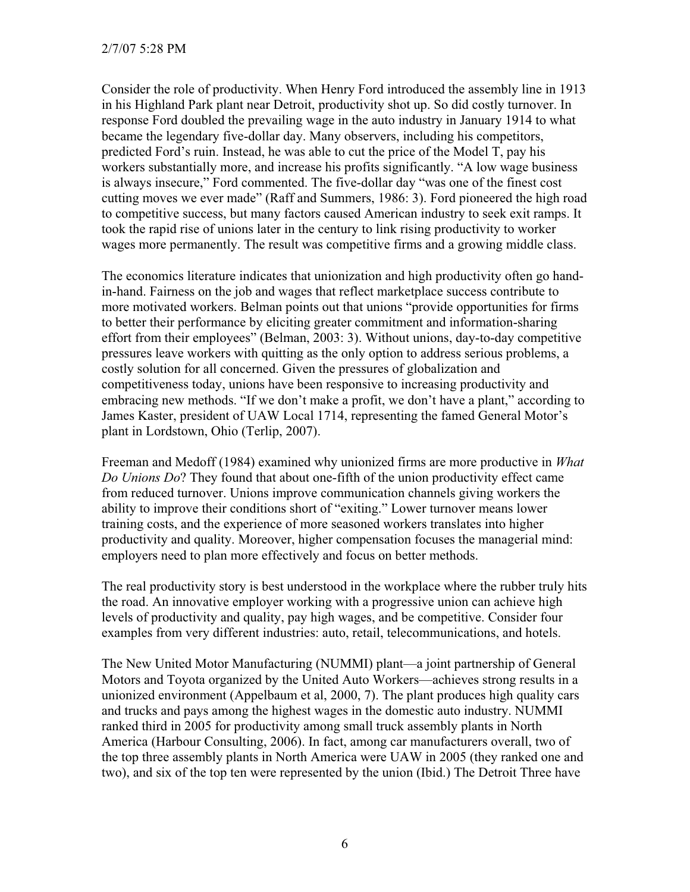Consider the role of productivity. When Henry Ford introduced the assembly line in 1913 in his Highland Park plant near Detroit, productivity shot up. So did costly turnover. In response Ford doubled the prevailing wage in the auto industry in January 1914 to what became the legendary five-dollar day. Many observers, including his competitors, predicted Ford's ruin. Instead, he was able to cut the price of the Model T, pay his workers substantially more, and increase his profits significantly. "A low wage business is always insecure," Ford commented. The five-dollar day "was one of the finest cost cutting moves we ever made" (Raff and Summers, 1986: 3). Ford pioneered the high road to competitive success, but many factors caused American industry to seek exit ramps. It took the rapid rise of unions later in the century to link rising productivity to worker wages more permanently. The result was competitive firms and a growing middle class.

The economics literature indicates that unionization and high productivity often go hand-in-hand. Fairness on the job and wages that reflect marketplace success contribute to more motivated workers. Belman points out that unions "provide opportunities for firms to better their performance by eliciting greater commitment and information-sharing effort from their employees" (Belman, 2003: 3). Without unions, day-to-day competitive pressures leave workers with quitting as the only option to address serious problems, a costly solution for all concerned. Given the pressures of globalization and competitiveness today, unions have been responsive to increasing productivity and embracing new methods. "If we don't make a profit, we don't have a plant," according to James Kaster, president of UAW Local 1714, representing the famed General Motor's plant in Lordstown, Ohio (Terlip, 2007).

Freeman and Medoff (1984) examined why unionized firms are more productive in *What Do Unions Do*? They found that about one-fifth of the union productivity effect came from reduced turnover. Unions improve communication channels giving workers the ability to improve their conditions short of "exiting." Lower turnover means lower training costs, and the experience of more seasoned workers translates into higher productivity and quality. Moreover, higher compensation focuses the managerial mind: employers need to plan more effectively and focus on better methods.

The real productivity story is best understood in the workplace where the rubber truly hits the road. An innovative employer working with a progressive union can achieve high levels of productivity and quality, pay high wages, and be competitive. Consider four examples from very different industries: auto, retail, telecommunications, and hotels.

The New United Motor Manufacturing (NUMMI) plant—a joint partnership of General Motors and Toyota organized by the United Auto Workers—achieves strong results in a unionized environment (Appelbaum et al, 2000, 7). The plant produces high quality cars and trucks and pays among the highest wages in the domestic auto industry. NUMMI ranked third in 2005 for productivity among small truck assembly plants in North America (Harbour Consulting, 2006). In fact, among car manufacturers overall, two of the top three assembly plants in North America were UAW in 2005 (they ranked one and two), and six of the top ten were represented by the union (Ibid.) The Detroit Three have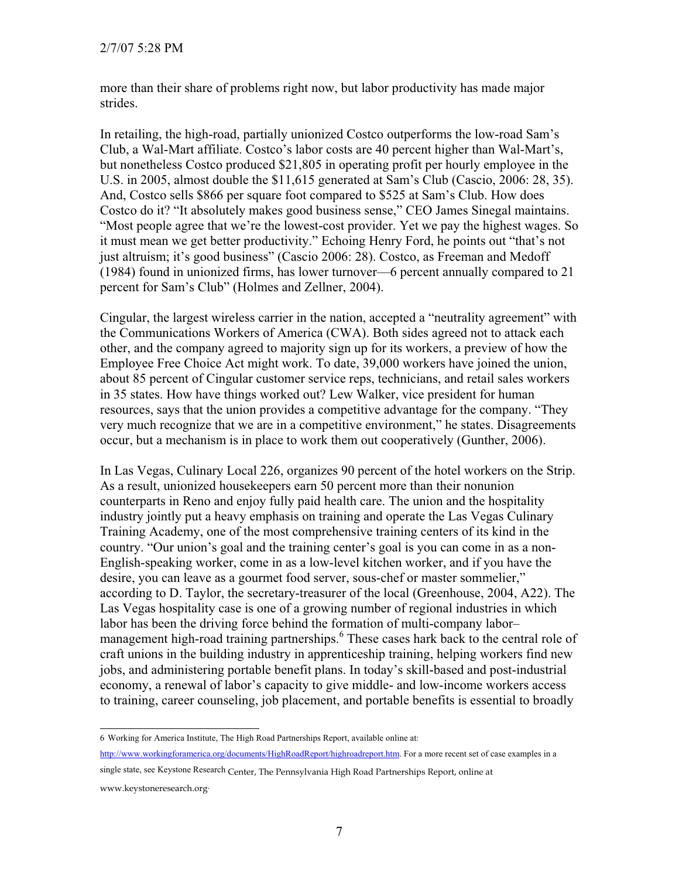more than their share of problems right now, but labor productivity has made major strides.

In retailing, the high-road, partially unionized Costco outperforms the low-road Sam's Club, a Wal-Mart affiliate. Costco's labor costs are 40 percent higher than Wal-Mart's, but nonetheless Costco produced $21,805 in operating profit per hourly employee in the U.S. in 2005, almost double the $11,615 generated at Sam's Club (Cascio, 2006: 28, 35). And, Costco sells $866 per square foot compared to $525 at Sam's Club. How does Costco do it? "It absolutely makes good business sense," CEO James Sinegal maintains. "Most people agree that we're the lowest-cost provider. Yet we pay the highest wages. So it must mean we get better productivity." Echoing Henry Ford, he points out "that's not just altruism; it's good business" (Cascio 2006: 28). Costco, as Freeman and Medoff (1984) found in unionized firms, has lower turnover—6 percent annually compared to 21 percent for Sam's Club" (Holmes and Zellner, 2004).

Cingular, the largest wireless carrier in the nation, accepted a "neutrality agreement" with the Communications Workers of America (CWA). Both sides agreed not to attack each other, and the company agreed to majority sign up for its workers, a preview of how the Employee Free Choice Act might work. To date, 39,000 workers have joined the union, about 85 percent of Cingular customer service reps, technicians, and retail sales workers in 35 states. How have things worked out? Lew Walker, vice president for human resources, says that the union provides a competitive advantage for the company. "They very much recognize that we are in a competitive environment," he states. Disagreements occur, but a mechanism is in place to work them out cooperatively (Gunther, 2006).

In Las Vegas, Culinary Local 226, organizes 90 percent of the hotel workers on the Strip. As a result, unionized housekeepers earn 50 percent more than their nonunion counterparts in Reno and enjoy fully paid health care. The union and the hospitality industry jointly put a heavy emphasis on training and operate the Las Vegas Culinary Training Academy, one of the most comprehensive training centers of its kind in the country. "Our union's goal and the training center's goal is you can come in as a non-English-speaking worker, come in as a low-level kitchen worker, and if you have the desire, you can leave as a gourmet food server, sous-chef or master sommelier," according to D. Taylor, the secretary-treasurer of the local (Greenhouse, 2004, A22). The Las Vegas hospitality case is one of a growing number of regional industries in which labor has been the driving force behind the formation of multi-company labor–management high-road training partnerships.[6] These cases hark back to the central role of craft unions in the building industry in apprenticeship training, helping workers find new jobs, and administering portable benefit plans. In today's skill-based and post-industrial economy, a renewal of labor's capacity to give middle- and low-income workers access to training, career counseling, job placement, and portable benefits is essential to broadly

---

6 Working for America Institute, The High Road Partnerships Report, available online at: http://www.workingforamerica.org/documents/HighRoadReport/highroadreport.htm. For a more recent set of case examples in a single state, see Keystone Research Center, The Pennsylvania High Road Partnerships Report, online at www.keystoneresearch.org.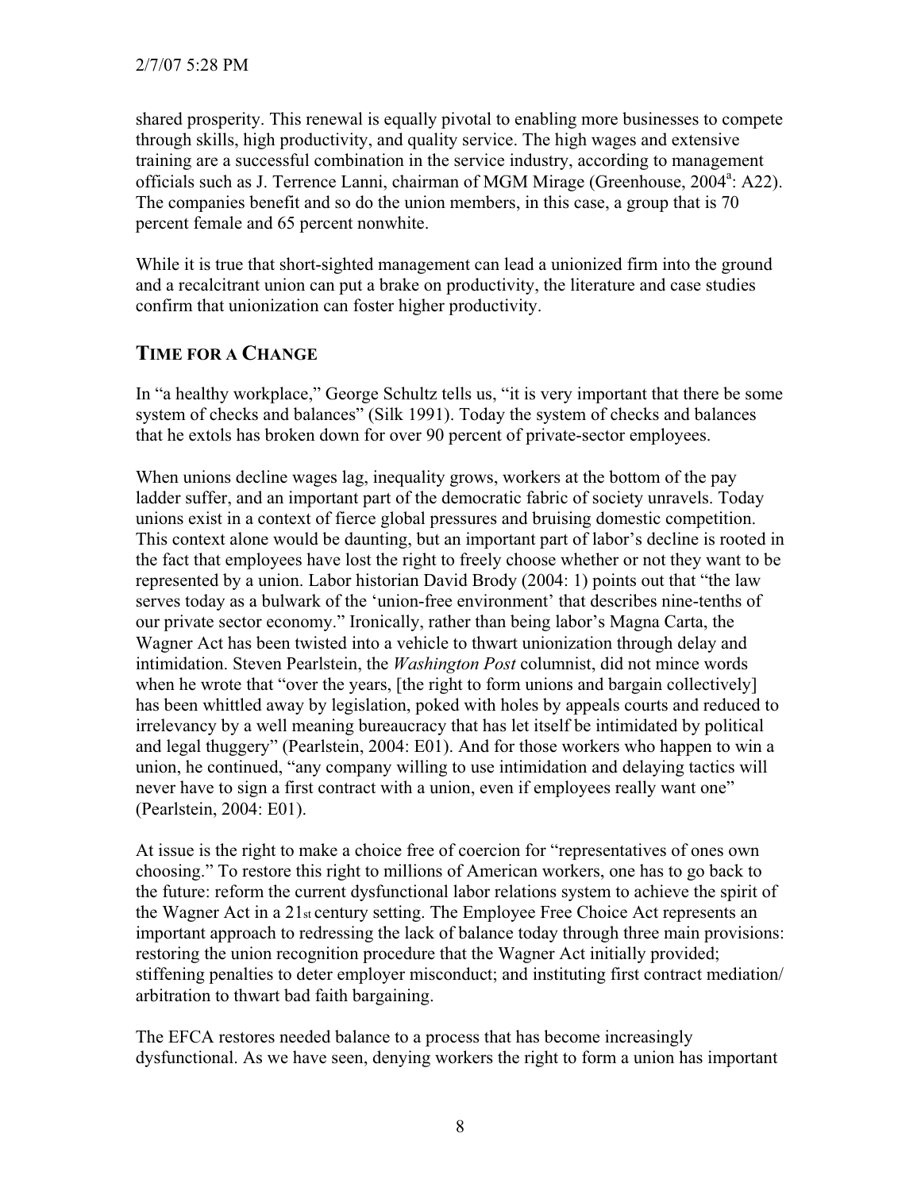shared prosperity. This renewal is equally pivotal to enabling more businesses to compete through skills, high productivity, and quality service. The high wages and extensive training are a successful combination in the service industry, according to management officials such as J. Terrence Lanni, chairman of MGM Mirage (Greenhouse, 2004[a]: A22). The companies benefit and so do the union members, in this case, a group that is 70 percent female and 65 percent nonwhite.

While it is true that short-sighted management can lead a unionized firm into the ground and a recalcitrant union can put a brake on productivity, the literature and case studies confirm that unionization can foster higher productivity.

## TIME FOR A CHANGE

In "a healthy workplace," George Schultz tells us, "it is very important that there be some system of checks and balances" (Silk 1991). Today the system of checks and balances that he extols has broken down for over 90 percent of private-sector employees.

When unions decline wages lag, inequality grows, workers at the bottom of the pay ladder suffer, and an important part of the democratic fabric of society unravels. Today unions exist in a context of fierce global pressures and bruising domestic competition. This context alone would be daunting, but an important part of labor's decline is rooted in the fact that employees have lost the right to freely choose whether or not they want to be represented by a union. Labor historian David Brody (2004: 1) points out that "the law serves today as a bulwark of the 'union-free environment' that describes nine-tenths of our private sector economy." Ironically, rather than being labor's Magna Carta, the Wagner Act has been twisted into a vehicle to thwart unionization through delay and intimidation. Steven Pearlstein, the *Washington Post* columnist, did not mince words when he wrote that "over the years, [the right to form unions and bargain collectively] has been whittled away by legislation, poked with holes by appeals courts and reduced to irrelevancy by a well meaning bureaucracy that has let itself be intimidated by political and legal thuggery" (Pearlstein, 2004: E01). And for those workers who happen to win a union, he continued, "any company willing to use intimidation and delaying tactics will never have to sign a first contract with a union, even if employees really want one" (Pearlstein, 2004: E01).

At issue is the right to make a choice free of coercion for "representatives of ones own choosing." To restore this right to millions of American workers, one has to go back to the future: reform the current dysfunctional labor relations system to achieve the spirit of the Wagner Act in a 21st century setting. The Employee Free Choice Act represents an important approach to redressing the lack of balance today through three main provisions: restoring the union recognition procedure that the Wagner Act initially provided; stiffening penalties to deter employer misconduct; and instituting first contract mediation/ arbitration to thwart bad faith bargaining.

The EFCA restores needed balance to a process that has become increasingly dysfunctional. As we have seen, denying workers the right to form a union has important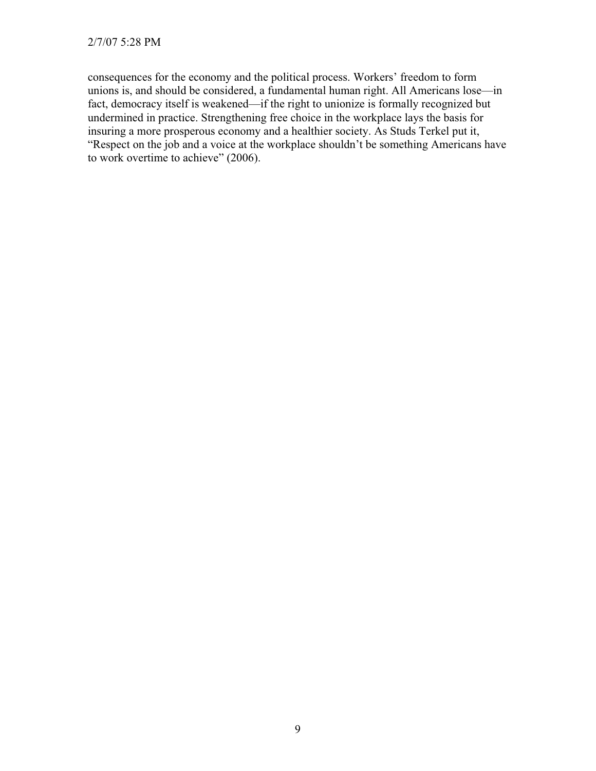consequences for the economy and the political process. Workers' freedom to form unions is, and should be considered, a fundamental human right. All Americans lose—in fact, democracy itself is weakened—if the right to unionize is formally recognized but undermined in practice. Strengthening free choice in the workplace lays the basis for insuring a more prosperous economy and a healthier society. As Studs Terkel put it, "Respect on the job and a voice at the workplace shouldn't be something Americans have to work overtime to achieve" (2006).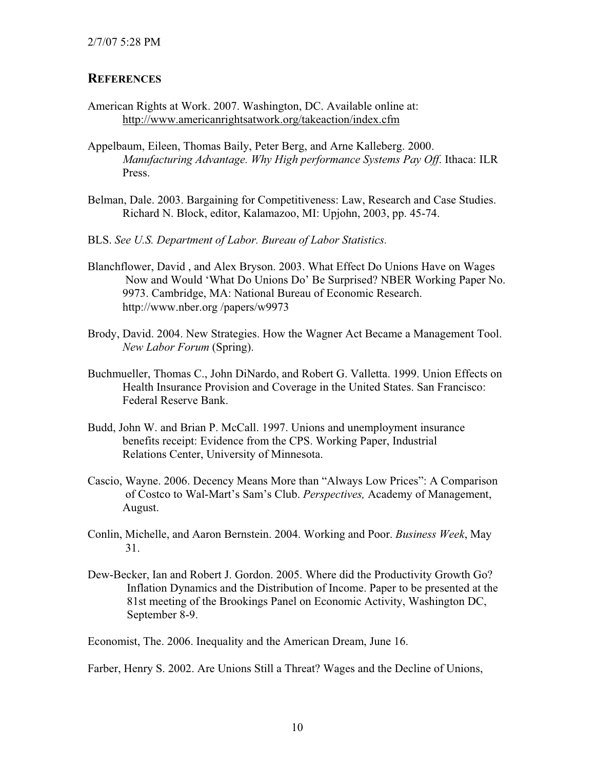## REFERENCES

American Rights at Work. 2007. Washington, DC. Available online at: http://www.americanrightsatwork.org/takeaction/index.cfm

Appelbaum, Eileen, Thomas Baily, Peter Berg, and Arne Kalleberg. 2000. *Manufacturing Advantage. Why High performance Systems Pay Off*. Ithaca: ILR Press.

Belman, Dale. 2003. Bargaining for Competitiveness: Law, Research and Case Studies. Richard N. Block, editor, Kalamazoo, MI: Upjohn, 2003, pp. 45-74.

BLS. *See U.S. Department of Labor. Bureau of Labor Statistics.*

Blanchflower, David , and Alex Bryson. 2003. What Effect Do Unions Have on Wages Now and Would 'What Do Unions Do' Be Surprised? NBER Working Paper No. 9973. Cambridge, MA: National Bureau of Economic Research. http://www.nber.org /papers/w9973

Brody, David. 2004. New Strategies. How the Wagner Act Became a Management Tool. *New Labor Forum* (Spring).

Buchmueller, Thomas C., John DiNardo, and Robert G. Valletta. 1999. Union Effects on Health Insurance Provision and Coverage in the United States. San Francisco: Federal Reserve Bank.

Budd, John W. and Brian P. McCall. 1997. Unions and unemployment insurance benefits receipt: Evidence from the CPS. Working Paper, Industrial Relations Center, University of Minnesota.

Cascio, Wayne. 2006. Decency Means More than "Always Low Prices": A Comparison of Costco to Wal-Mart's Sam's Club. *Perspectives,* Academy of Management, August.

Conlin, Michelle, and Aaron Bernstein. 2004. Working and Poor. *Business Week*, May 31.

Dew-Becker, Ian and Robert J. Gordon. 2005. Where did the Productivity Growth Go? Inflation Dynamics and the Distribution of Income. Paper to be presented at the 81st meeting of the Brookings Panel on Economic Activity, Washington DC, September 8-9.

Economist, The. 2006. Inequality and the American Dream, June 16.

Farber, Henry S. 2002. Are Unions Still a Threat? Wages and the Decline of Unions,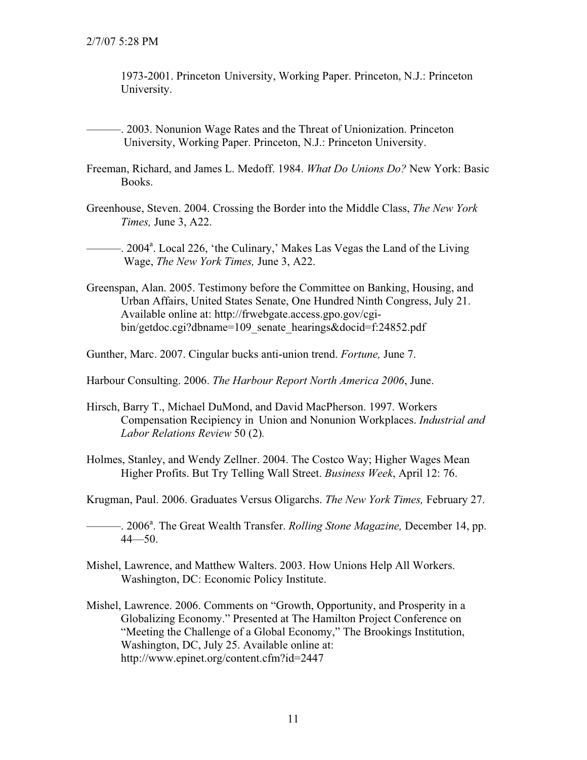1973-2001. Princeton University, Working Paper. Princeton, N.J.: Princeton University.

———. 2003. Nonunion Wage Rates and the Threat of Unionization. Princeton University, Working Paper. Princeton, N.J.: Princeton University.

Freeman, Richard, and James L. Medoff. 1984. *What Do Unions Do?* New York: Basic Books.

Greenhouse, Steven. 2004. Crossing the Border into the Middle Class, *The New York Times,* June 3, A22.

———. 2004[a]. Local 226, 'the Culinary,' Makes Las Vegas the Land of the Living Wage, *The New York Times,* June 3, A22.

Greenspan, Alan. 2005. Testimony before the Committee on Banking, Housing, and Urban Affairs, United States Senate, One Hundred Ninth Congress, July 21. Available online at: http://frwebgate.access.gpo.gov/cgi-bin/getdoc.cgi?dbname=109_senate_hearings&docid=f:24852.pdf

Gunther, Marc. 2007. Cingular bucks anti-union trend. *Fortune,* June 7.

Harbour Consulting. 2006. *The Harbour Report North America 2006*, June.

Hirsch, Barry T., Michael DuMond, and David MacPherson. 1997. Workers Compensation Recipiency in Union and Nonunion Workplaces. *Industrial and Labor Relations Review* 50 (2).

Holmes, Stanley, and Wendy Zellner. 2004. The Costco Way; Higher Wages Mean Higher Profits. But Try Telling Wall Street. *Business Week*, April 12: 76.

Krugman, Paul. 2006. Graduates Versus Oligarchs. *The New York Times,* February 27.

———. 2006[a]. The Great Wealth Transfer. *Rolling Stone Magazine,* December 14, pp. 44—50.

Mishel, Lawrence, and Matthew Walters. 2003. How Unions Help All Workers. Washington, DC: Economic Policy Institute.

Mishel, Lawrence. 2006. Comments on "Growth, Opportunity, and Prosperity in a Globalizing Economy." Presented at The Hamilton Project Conference on "Meeting the Challenge of a Global Economy," The Brookings Institution, Washington, DC, July 25. Available online at: http://www.epinet.org/content.cfm?id=2447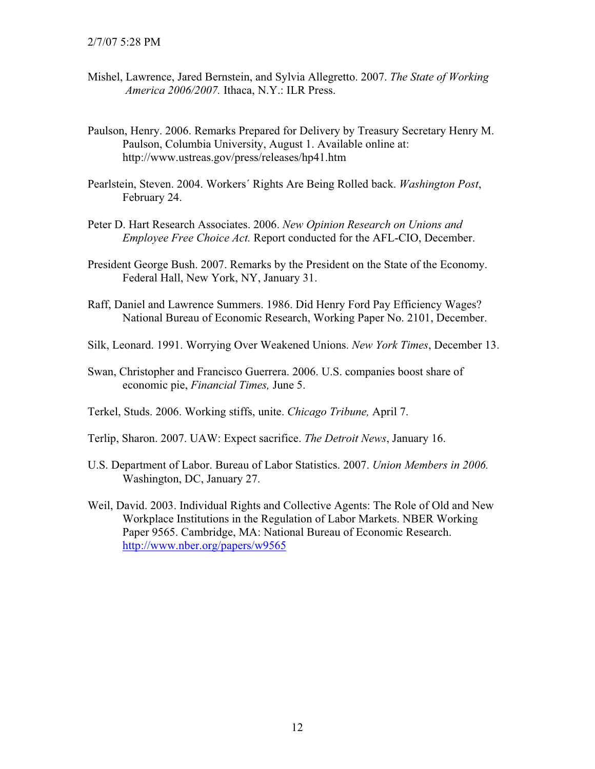Mishel, Lawrence, Jared Bernstein, and Sylvia Allegretto. 2007. *The State of Working America 2006/2007.* Ithaca, N.Y.: ILR Press.

Paulson, Henry. 2006. Remarks Prepared for Delivery by Treasury Secretary Henry M. Paulson, Columbia University, August 1. Available online at: http://www.ustreas.gov/press/releases/hp41.htm

Pearlstein, Steven. 2004. Workers´ Rights Are Being Rolled back. *Washington Post*, February 24.

Peter D. Hart Research Associates. 2006. *New Opinion Research on Unions and Employee Free Choice Act.* Report conducted for the AFL-CIO, December.

President George Bush. 2007. Remarks by the President on the State of the Economy. Federal Hall, New York, NY, January 31.

Raff, Daniel and Lawrence Summers. 1986. Did Henry Ford Pay Efficiency Wages? National Bureau of Economic Research, Working Paper No. 2101, December.

Silk, Leonard. 1991. Worrying Over Weakened Unions. *New York Times*, December 13.

Swan, Christopher and Francisco Guerrera. 2006. U.S. companies boost share of economic pie, *Financial Times,* June 5.

Terkel, Studs. 2006. Working stiffs, unite. *Chicago Tribune,* April 7.

Terlip, Sharon. 2007. UAW: Expect sacrifice. *The Detroit News*, January 16.

U.S. Department of Labor. Bureau of Labor Statistics. 2007. *Union Members in 2006.* Washington, DC, January 27.

Weil, David. 2003. Individual Rights and Collective Agents: The Role of Old and New Workplace Institutions in the Regulation of Labor Markets. NBER Working Paper 9565. Cambridge, MA: National Bureau of Economic Research. http://www.nber.org/papers/w9565